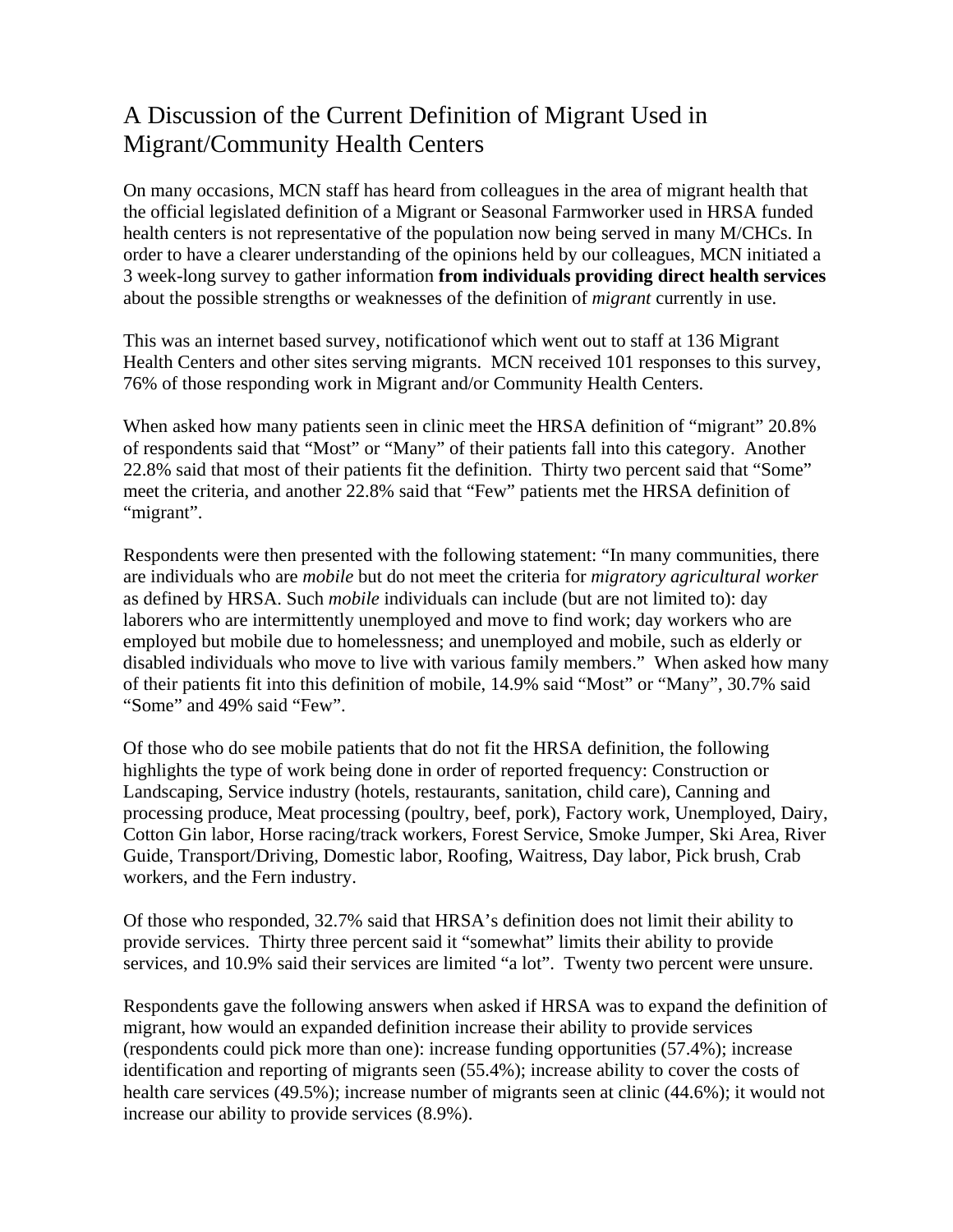# A Discussion of the Current Definition of Migrant Used in Migrant/Community Health Centers

On many occasions, MCN staff has heard from colleagues in the area of migrant health that the official legislated definition of a Migrant or Seasonal Farmworker used in HRSA funded health centers is not representative of the population now being served in many M/CHCs. In order to have a clearer understanding of the opinions held by our colleagues, MCN initiated a 3 week-long survey to gather information **from individuals providing direct health services** about the possible strengths or weaknesses of the definition of *migrant* currently in use.

This was an internet based survey, notificationof which went out to staff at 136 Migrant Health Centers and other sites serving migrants. MCN received 101 responses to this survey, 76% of those responding work in Migrant and/or Community Health Centers.

When asked how many patients seen in clinic meet the HRSA definition of "migrant" 20.8% of respondents said that "Most" or "Many" of their patients fall into this category. Another 22.8% said that most of their patients fit the definition. Thirty two percent said that "Some" meet the criteria, and another 22.8% said that "Few" patients met the HRSA definition of "migrant".

Respondents were then presented with the following statement: "In many communities, there are individuals who are *mobile* but do not meet the criteria for *migratory agricultural worker* as defined by HRSA. Such *mobile* individuals can include (but are not limited to): day laborers who are intermittently unemployed and move to find work; day workers who are employed but mobile due to homelessness; and unemployed and mobile, such as elderly or disabled individuals who move to live with various family members." When asked how many of their patients fit into this definition of mobile, 14.9% said "Most" or "Many", 30.7% said "Some" and 49% said "Few".

Of those who do see mobile patients that do not fit the HRSA definition, the following highlights the type of work being done in order of reported frequency: Construction or Landscaping, Service industry (hotels, restaurants, sanitation, child care), Canning and processing produce, Meat processing (poultry, beef, pork), Factory work, Unemployed, Dairy, Cotton Gin labor, Horse racing/track workers, Forest Service, Smoke Jumper, Ski Area, River Guide, Transport/Driving, Domestic labor, Roofing, Waitress, Day labor, Pick brush, Crab workers, and the Fern industry.

Of those who responded, 32.7% said that HRSA's definition does not limit their ability to provide services. Thirty three percent said it "somewhat" limits their ability to provide services, and 10.9% said their services are limited "a lot". Twenty two percent were unsure.

Respondents gave the following answers when asked if HRSA was to expand the definition of migrant, how would an expanded definition increase their ability to provide services (respondents could pick more than one): increase funding opportunities (57.4%); increase identification and reporting of migrants seen (55.4%); increase ability to cover the costs of health care services (49.5%); increase number of migrants seen at clinic (44.6%); it would not increase our ability to provide services (8.9%).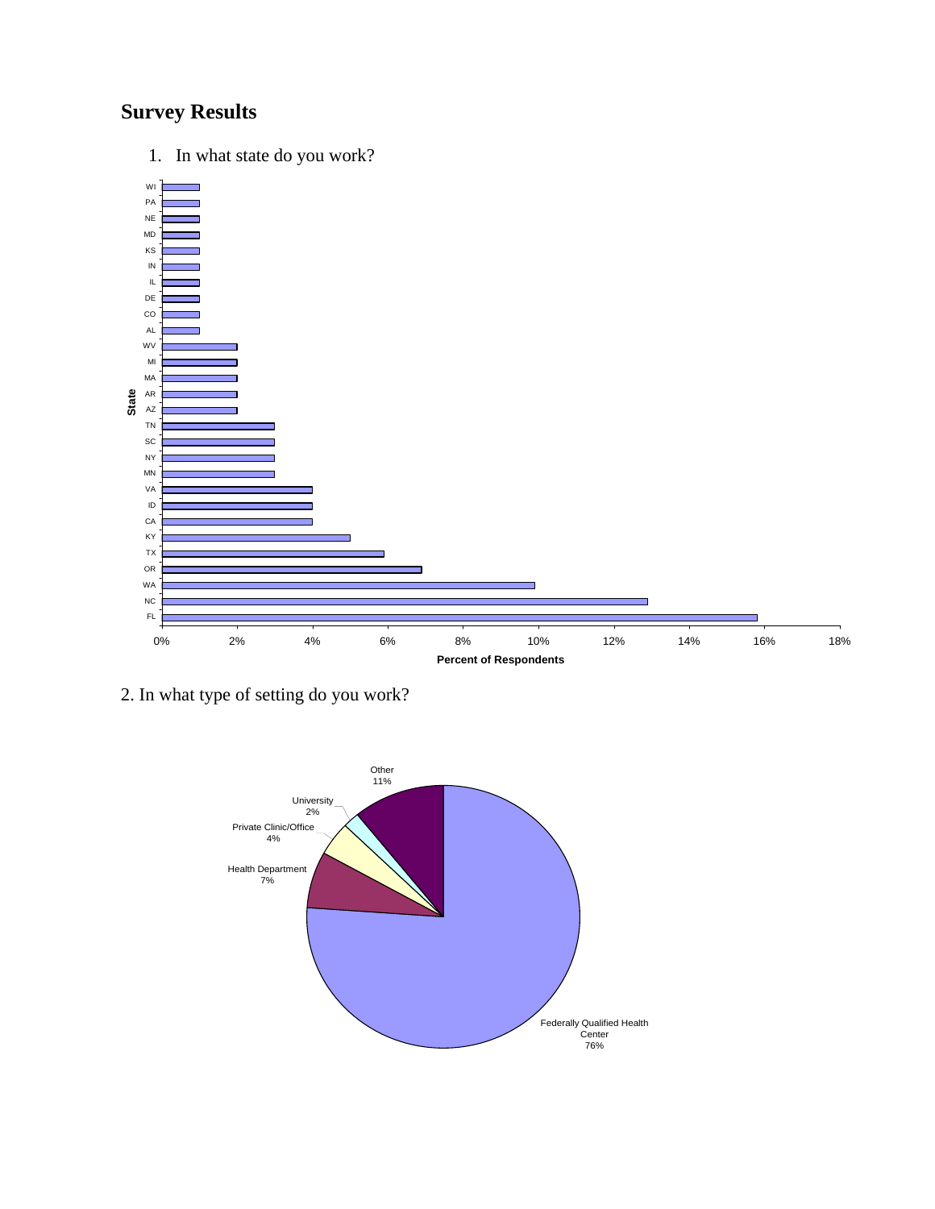## Survey Results

1. In what state do you work?

2. In what type of setting do you work?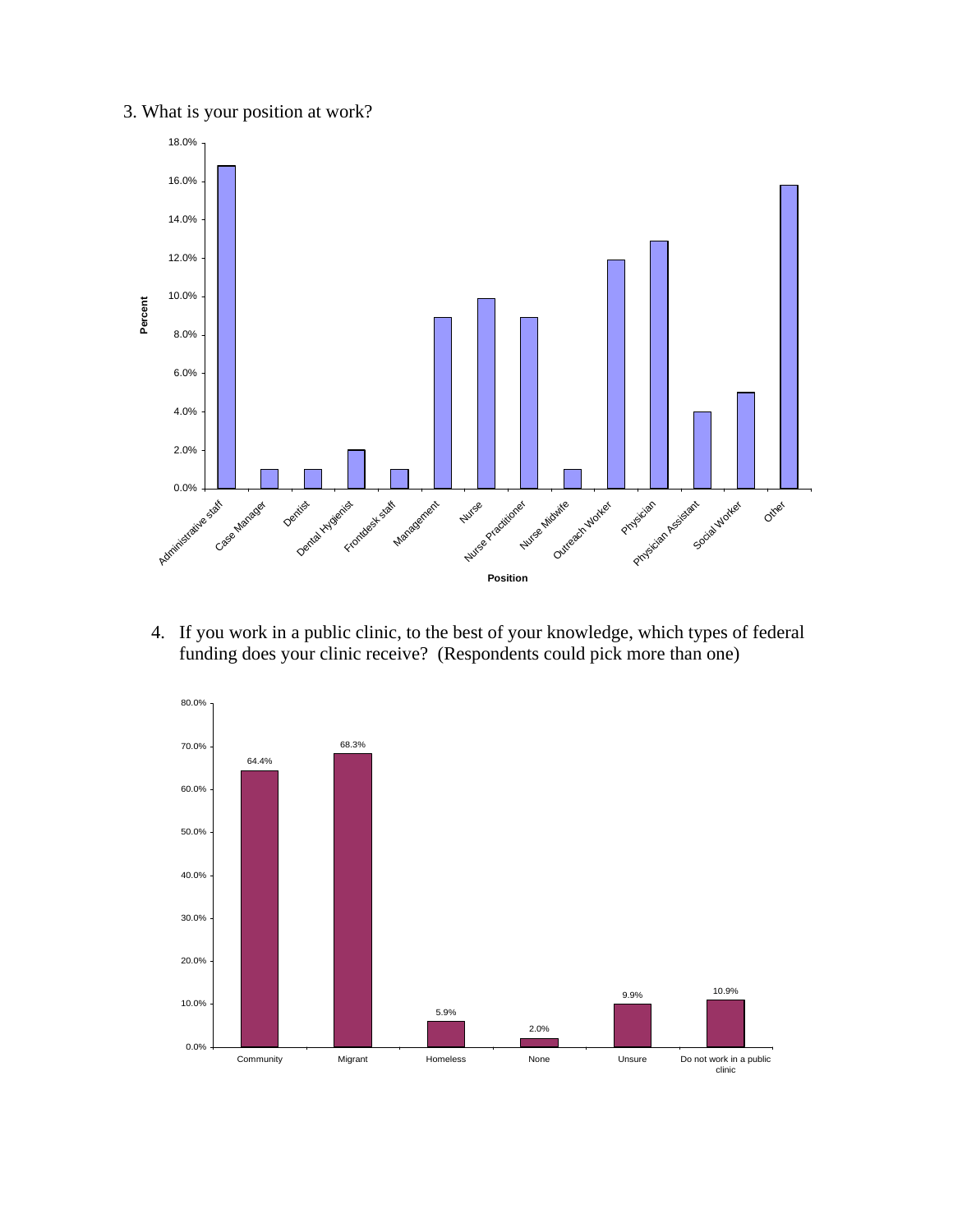3. What is your position at work?

| Position | Percent |
| --- | --- |
| Administrative staff | 16.8% |
| Case Manager | 1.0% |
| Dentist | 1.0% |
| Dental Hygienist | 2.0% |
| Frontdesk staff | 1.0% |
| Management | 8.9% |
| Nurse | 9.9% |
| Nurse Practitioner | 8.9% |
| Nurse Midwife | 1.0% |
| Outreach Worker | 11.9% |
| Physician | 12.9% |
| Physician Assistant | 4.0% |
| Social Worker | 5.0% |
| Other | 15.8% |

4. If you work in a public clinic, to the best of your knowledge, which types of federal funding does your clinic receive? (Respondents could pick more than one)

| Funding type | Percent |
| --- | --- |
| Community | 64.4% |
| Migrant | 68.3% |
| Homeless | 5.9% |
| None | 2.0% |
| Unsure | 9.9% |
| Do not work in a public clinic | 10.9% |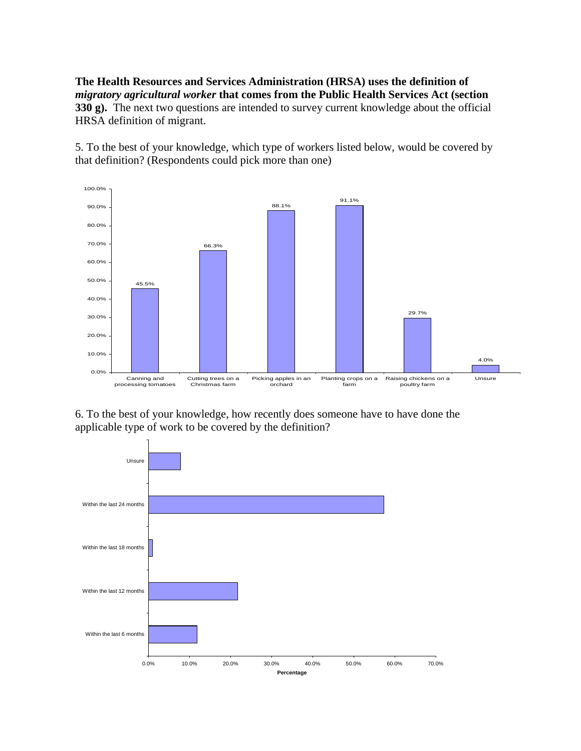**The Health Resources and Services Administration (HRSA) uses the definition of *migratory agricultural worker* that comes from the Public Health Services Act (section 330 g).** The next two questions are intended to survey current knowledge about the official HRSA definition of migrant.

5. To the best of your knowledge, which type of workers listed below, would be covered by that definition? (Respondents could pick more than one)

| Response | Percentage |
| --- | --- |
| Canning and processing tomatoes | 45.5% |
| Cutting trees on a Christmas farm | 66.3% |
| Picking apples in an orchard | 88.1% |
| Planting crops on a farm | 91.1% |
| Raising chickens on a poultry farm | 29.7% |
| Unsure | 4.0% |

6. To the best of your knowledge, how recently does someone have to have done the applicable type of work to be covered by the definition?

| Response |
| --- |
| Unsure |
| Within the last 24 months |
| Within the last 18 months |
| Within the last 12 months |
| Within the last 6 months |

Percentage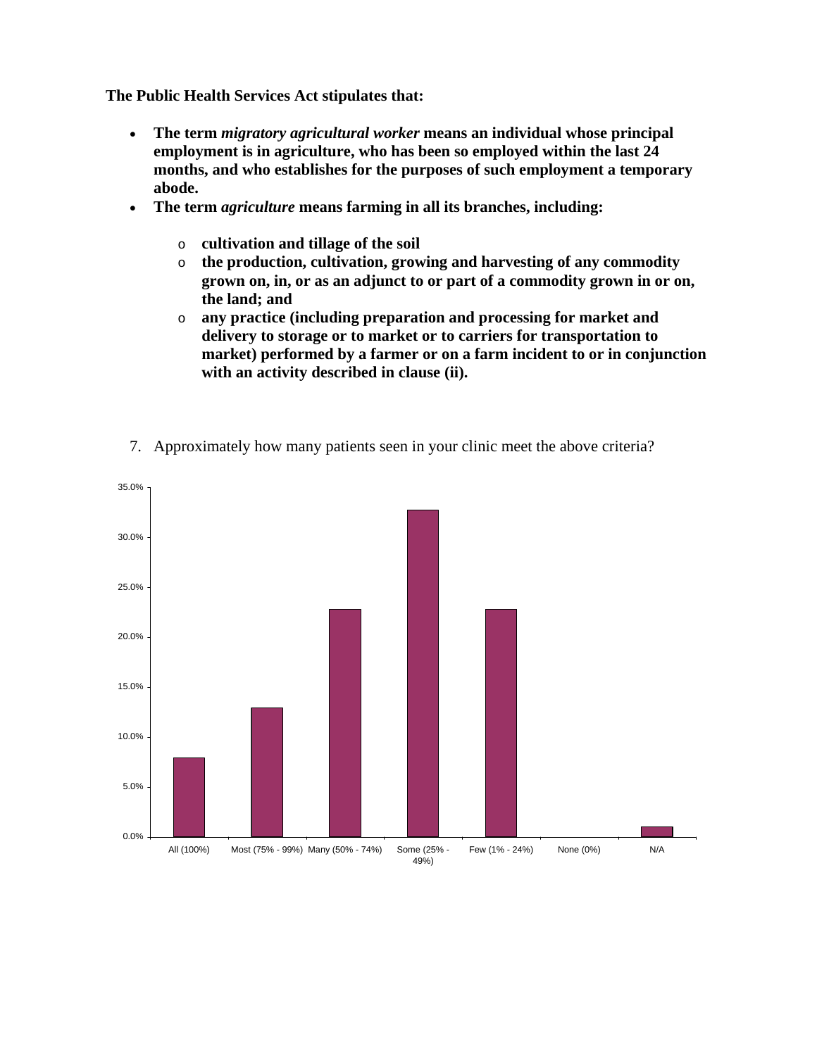**The Public Health Services Act stipulates that:**

- **The term *migratory agricultural worker* means an individual whose principal employment is in agriculture, who has been so employed within the last 24 months, and who establishes for the purposes of such employment a temporary abode.**
- **The term *agriculture* means farming in all its branches, including:**
  - **cultivation and tillage of the soil**
  - **the production, cultivation, growing and harvesting of any commodity grown on, in, or as an adjunct to or part of a commodity grown in or on, the land; and**
  - **any practice (including preparation and processing for market and delivery to storage or to market or to carriers for transportation to market) performed by a farmer or on a farm incident to or in conjunction with an activity described in clause (ii).**

7. Approximately how many patients seen in your clinic meet the above criteria?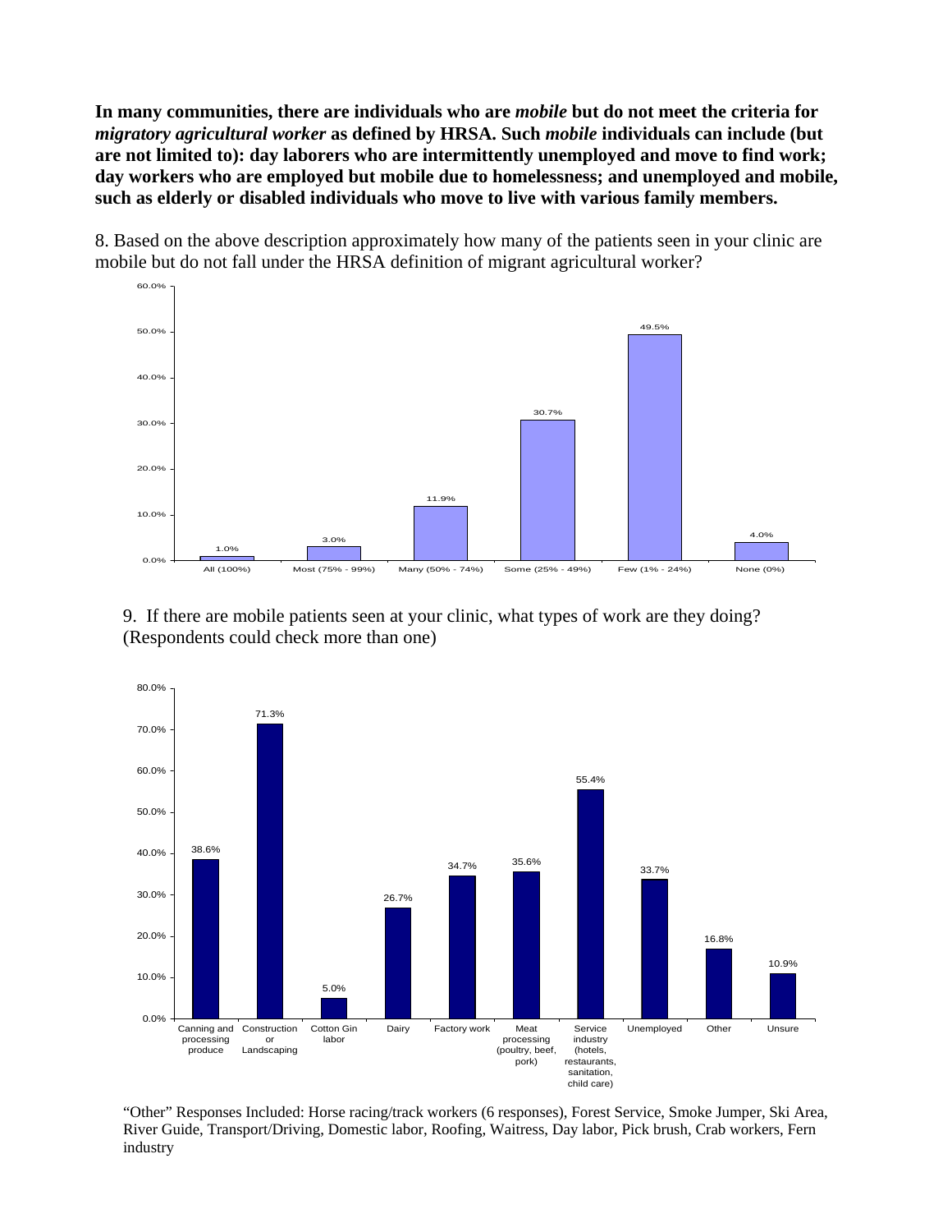**In many communities, there are individuals who are *mobile* but do not meet the criteria for *migratory agricultural worker* as defined by HRSA. Such *mobile* individuals can include (but are not limited to): day laborers who are intermittently unemployed and move to find work; day workers who are employed but mobile due to homelessness; and unemployed and mobile, such as elderly or disabled individuals who move to live with various family members.**

8. Based on the above description approximately how many of the patients seen in your clinic are mobile but do not fall under the HRSA definition of migrant agricultural worker?

| Response | Percent |
|---|---|
| All (100%) | 1.0% |
| Most (75% - 99%) | 3.0% |
| Many (50% - 74%) | 11.9% |
| Some (25% - 49%) | 30.7% |
| Few (1% - 24%) | 49.5% |
| None (0%) | 4.0% |

9. If there are mobile patients seen at your clinic, what types of work are they doing? (Respondents could check more than one)

| Type of work | Percent |
|---|---|
| Canning and processing produce | 38.6% |
| Construction or Landscaping | 71.3% |
| Cotton Gin labor | 5.0% |
| Dairy | 26.7% |
| Factory work | 34.7% |
| Meat processing (poultry, beef, pork) | 35.6% |
| Service industry (hotels, restaurants, sanitation, child care) | 55.4% |
| Unemployed | 33.7% |
| Other | 16.8% |
| Unsure | 10.9% |

"Other" Responses Included: Horse racing/track workers (6 responses), Forest Service, Smoke Jumper, Ski Area, River Guide, Transport/Driving, Domestic labor, Roofing, Waitress, Day labor, Pick brush, Crab workers, Fern industry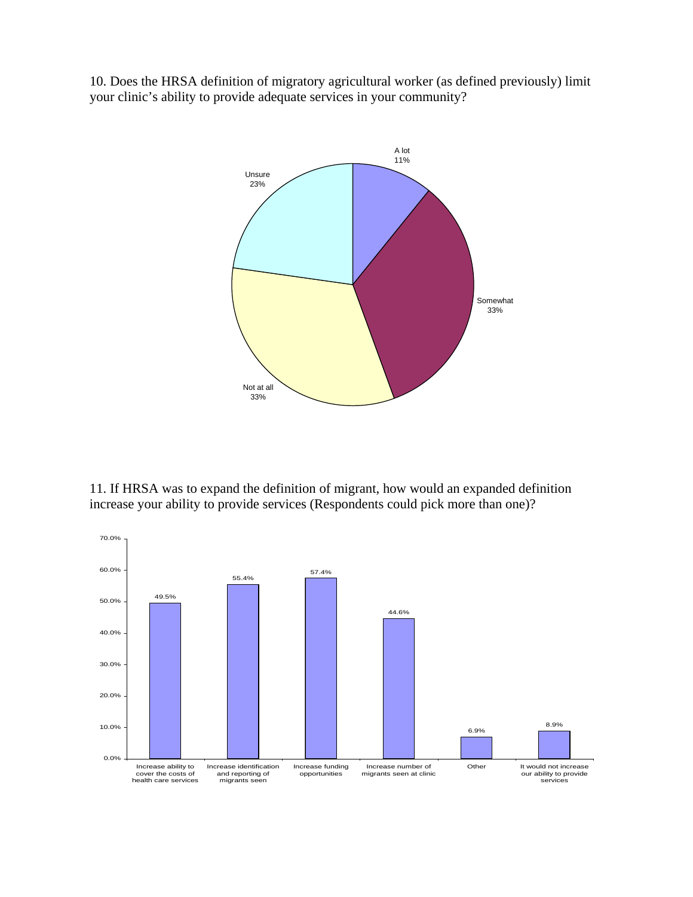10. Does the HRSA definition of migratory agricultural worker (as defined previously) limit your clinic's ability to provide adequate services in your community?

| Response | Percent |
| --- | --- |
| A lot | 11% |
| Somewhat | 33% |
| Not at all | 33% |
| Unsure | 23% |

11. If HRSA was to expand the definition of migrant, how would an expanded definition increase your ability to provide services (Respondents could pick more than one)?

| Response | Percent |
| --- | --- |
| Increase ability to cover the costs of health care services | 49.5% |
| Increase identification and reporting of migrants seen | 55.4% |
| Increase funding opportunities | 57.4% |
| Increase number of migrants seen at clinic | 44.6% |
| Other | 6.9% |
| It would not increase our ability to provide services | 8.9% |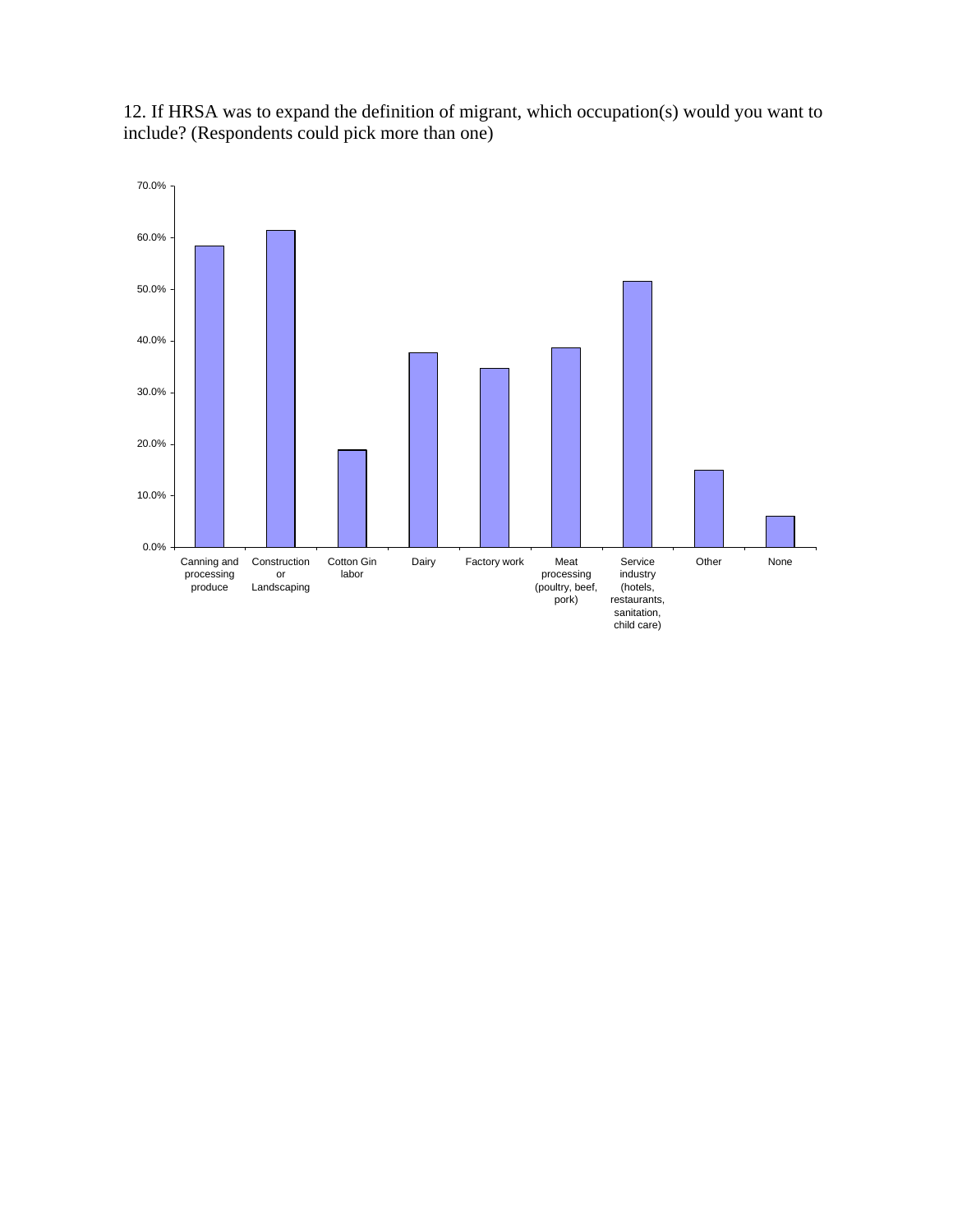12. If HRSA was to expand the definition of migrant, which occupation(s) would you want to include? (Respondents could pick more than one)

70.0%
60.0%
50.0%
40.0%
30.0%
20.0%
10.0%
0.0%

Canning and processing produce
Construction or Landscaping
Cotton Gin labor
Dairy
Factory work
Meat processing (poultry, beef, pork)
Service industry (hotels, restaurants, sanitation, child care)
Other
None